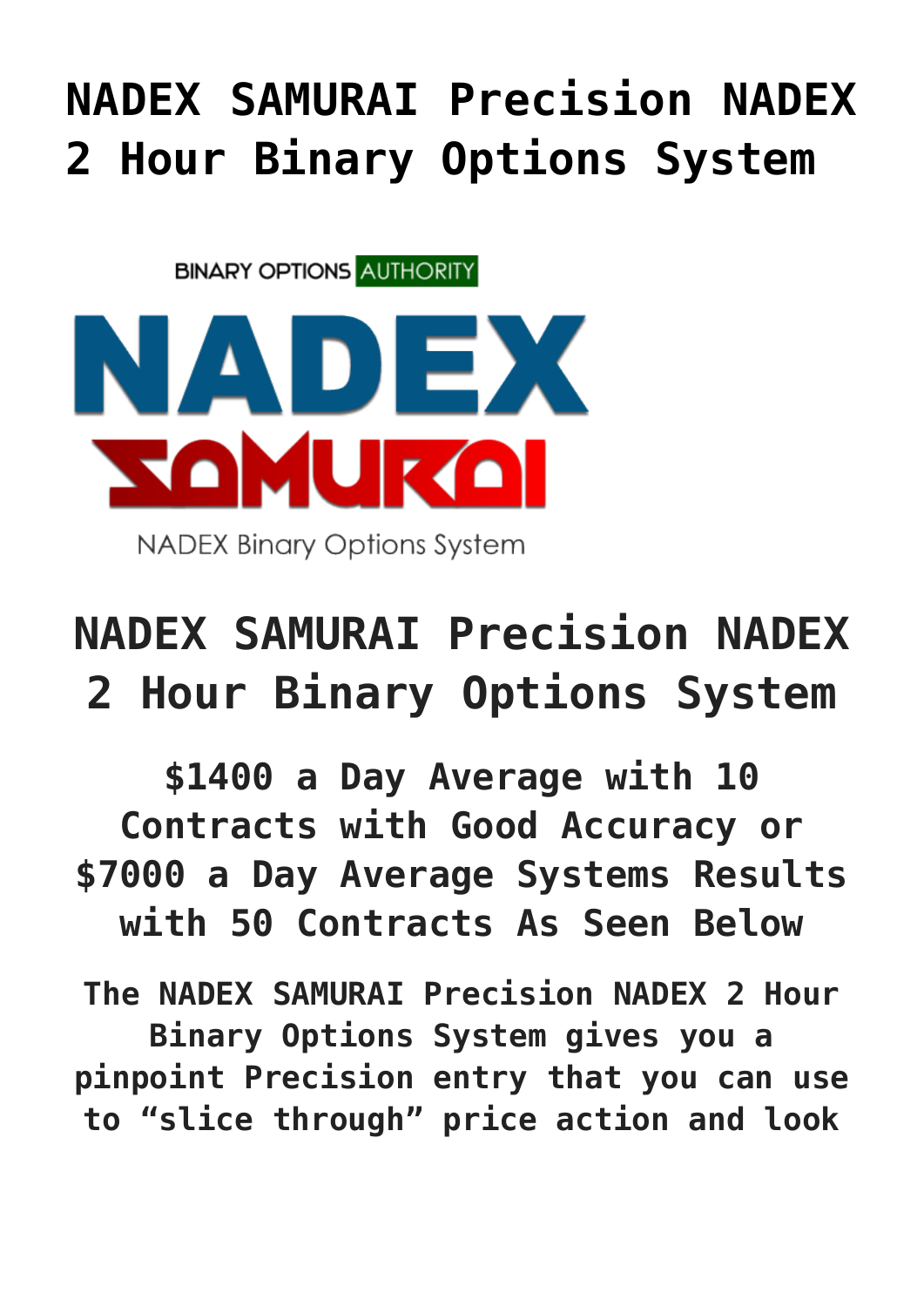# NADEX SAMURAI Precision NADEX 2 Hour Binary Options System

BINARY OPTIONS AUTHORITY

NADEX

SAMURAI

NADEX Binary Options System

## NADEX SAMURAI Precision NADEX 2 Hour Binary Options System

### $1400 a Day Average with 10 Contracts with Good Accuracy or $7000 a Day Average Systems Results with 50 Contracts As Seen Below

**The NADEX SAMURAI Precision NADEX 2 Hour Binary Options System gives you a pinpoint Precision entry that you can use to "slice through" price action and look**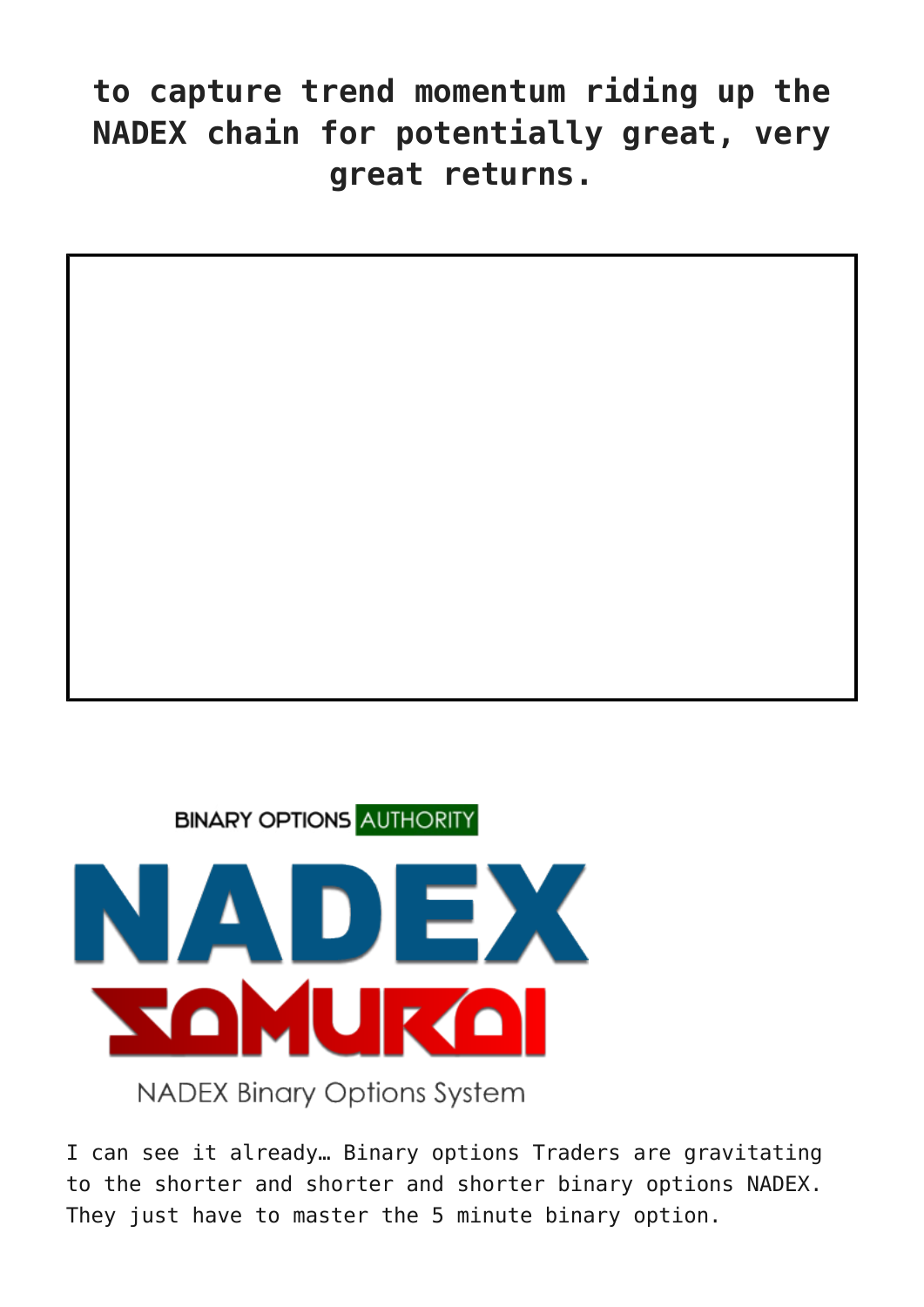**to capture trend momentum riding up the NADEX chain for potentially great, very great returns.**

I can see it already… Binary options Traders are gravitating to the shorter and shorter and shorter binary options NADEX. They just have to master the 5 minute binary option.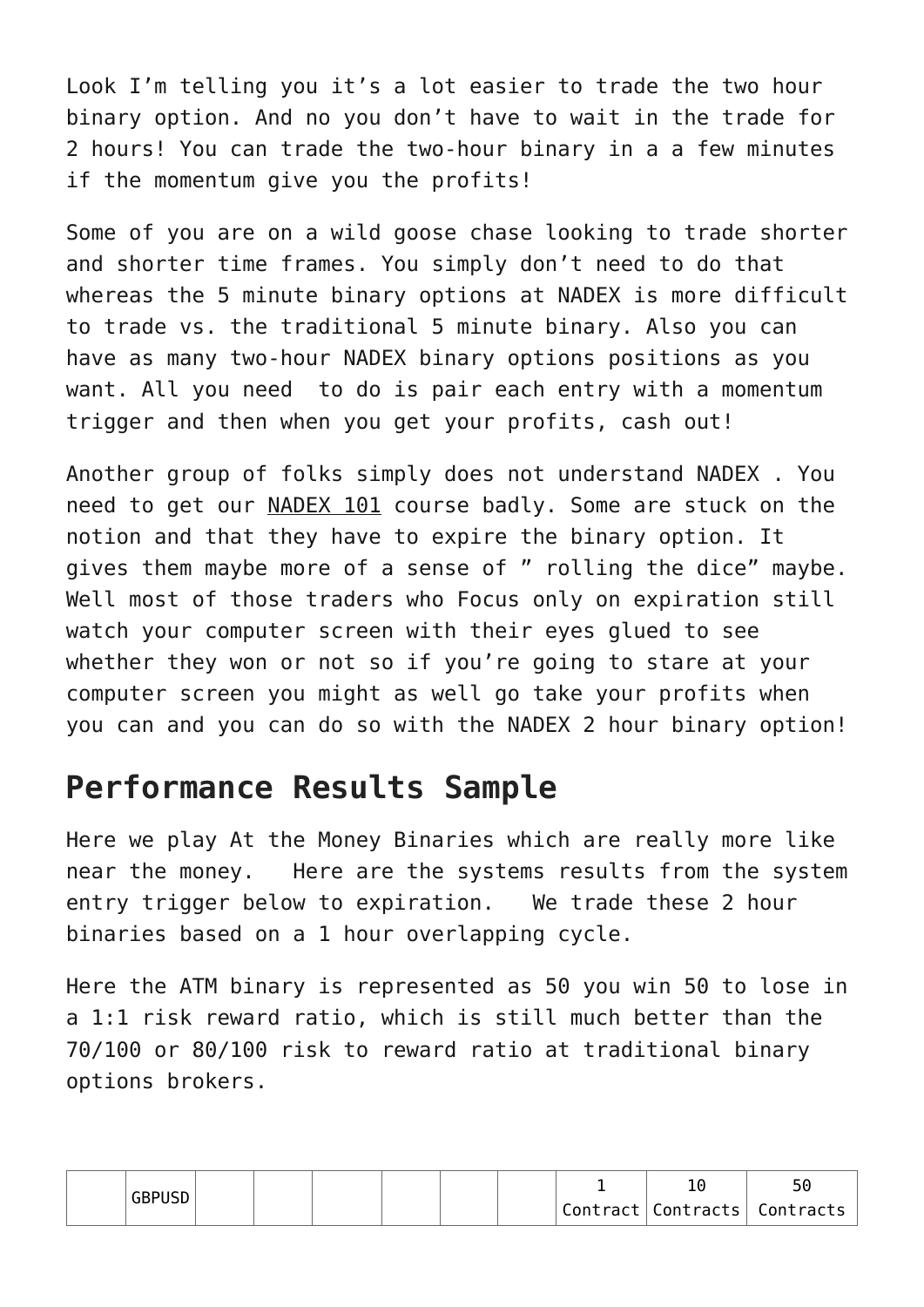Look I'm telling you it's a lot easier to trade the two hour binary option. And no you don't have to wait in the trade for 2 hours! You can trade the two-hour binary in a a few minutes if the momentum give you the profits!

Some of you are on a wild goose chase looking to trade shorter and shorter time frames. You simply don't need to do that whereas the 5 minute binary options at NADEX is more difficult to trade vs. the traditional 5 minute binary. Also you can have as many two-hour NADEX binary options positions as you want. All you need  to do is pair each entry with a momentum trigger and then when you get your profits, cash out!

Another group of folks simply does not understand NADEX . You need to get our NADEX 101 course badly. Some are stuck on the notion and that they have to expire the binary option. It gives them maybe more of a sense of " rolling the dice" maybe. Well most of those traders who Focus only on expiration still watch your computer screen with their eyes glued to see whether they won or not so if you're going to stare at your computer screen you might as well go take your profits when you can and you can do so with the NADEX 2 hour binary option!

## Performance Results Sample

Here we play At the Money Binaries which are really more like near the money.   Here are the systems results from the system entry trigger below to expiration.   We trade these 2 hour binaries based on a 1 hour overlapping cycle.

Here the ATM binary is represented as 50 you win 50 to lose in a 1:1 risk reward ratio, which is still much better than the 70/100 or 80/100 risk to reward ratio at traditional binary options brokers.

|  | GBPUSD |  |  |  |  |  |  | 1 Contract | 10 Contracts | 50 Contracts |
|---|---|---|---|---|---|---|---|---|---|---|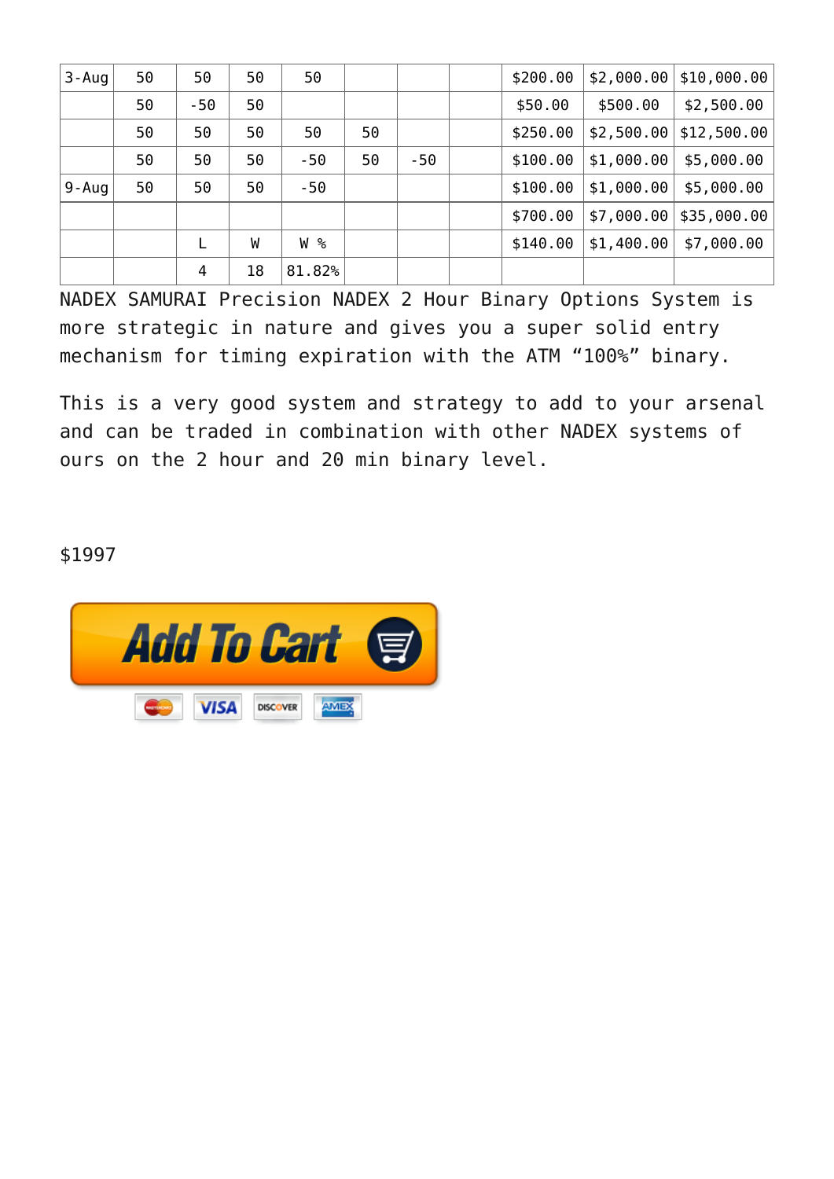| | | | | | | | | | | |
|---|---|---|---|---|---|---|---|---|---|---|
| 3-Aug | 50 | 50 | 50 | 50 | | | | $200.00 | $2,000.00 | $10,000.00 |
| | 50 | -50 | 50 | | | | | $50.00 | $500.00 | $2,500.00 |
| | 50 | 50 | 50 | 50 | 50 | | | $250.00 | $2,500.00 | $12,500.00 |
| | 50 | 50 | 50 | -50 | 50 | -50 | | $100.00 | $1,000.00 | $5,000.00 |
| 9-Aug | 50 | 50 | 50 | -50 | | | | $100.00 | $1,000.00 | $5,000.00 |
| | | | | | | | | $700.00 | $7,000.00 | $35,000.00 |
| | | L | W | W % | | | | $140.00 | $1,400.00 | $7,000.00 |
| | | 4 | 18 | 81.82% | | | | | | |

NADEX SAMURAI Precision NADEX 2 Hour Binary Options System is more strategic in nature and gives you a super solid entry mechanism for timing expiration with the ATM "100%" binary.

This is a very good system and strategy to add to your arsenal and can be traded in combination with other NADEX systems of ours on the 2 hour and 20 min binary level.

$1997

Add To Cart